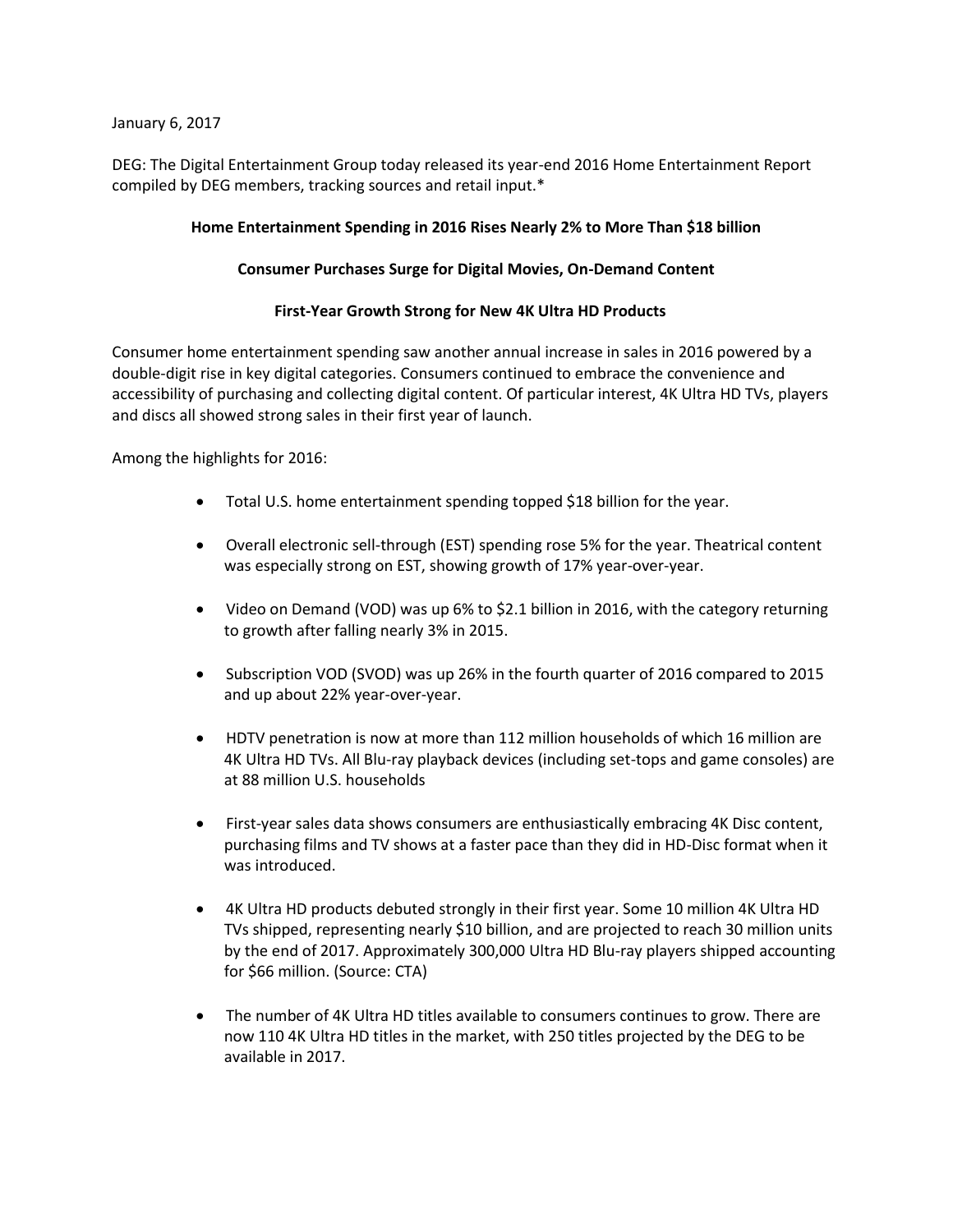January 6, 2017

DEG: The Digital Entertainment Group today released its year-end 2016 Home Entertainment Report compiled by DEG members, tracking sources and retail input.*

**Home Entertainment Spending in 2016 Rises Nearly 2% to More Than $18 billion**

**Consumer Purchases Surge for Digital Movies, On-Demand Content**

**First-Year Growth Strong for New 4K Ultra HD Products**

Consumer home entertainment spending saw another annual increase in sales in 2016 powered by a double-digit rise in key digital categories. Consumers continued to embrace the convenience and accessibility of purchasing and collecting digital content. Of particular interest, 4K Ultra HD TVs, players and discs all showed strong sales in their first year of launch.

Among the highlights for 2016:

- Total U.S. home entertainment spending topped $18 billion for the year.
- Overall electronic sell-through (EST) spending rose 5% for the year. Theatrical content was especially strong on EST, showing growth of 17% year-over-year.
- Video on Demand (VOD) was up 6% to $2.1 billion in 2016, with the category returning to growth after falling nearly 3% in 2015.
- Subscription VOD (SVOD) was up 26% in the fourth quarter of 2016 compared to 2015 and up about 22% year-over-year.
- HDTV penetration is now at more than 112 million households of which 16 million are 4K Ultra HD TVs. All Blu-ray playback devices (including set-tops and game consoles) are at 88 million U.S. households
- First-year sales data shows consumers are enthusiastically embracing 4K Disc content, purchasing films and TV shows at a faster pace than they did in HD-Disc format when it was introduced.
- 4K Ultra HD products debuted strongly in their first year. Some 10 million 4K Ultra HD TVs shipped, representing nearly $10 billion, and are projected to reach 30 million units by the end of 2017. Approximately 300,000 Ultra HD Blu-ray players shipped accounting for $66 million. (Source: CTA)
- The number of 4K Ultra HD titles available to consumers continues to grow. There are now 110 4K Ultra HD titles in the market, with 250 titles projected by the DEG to be available in 2017.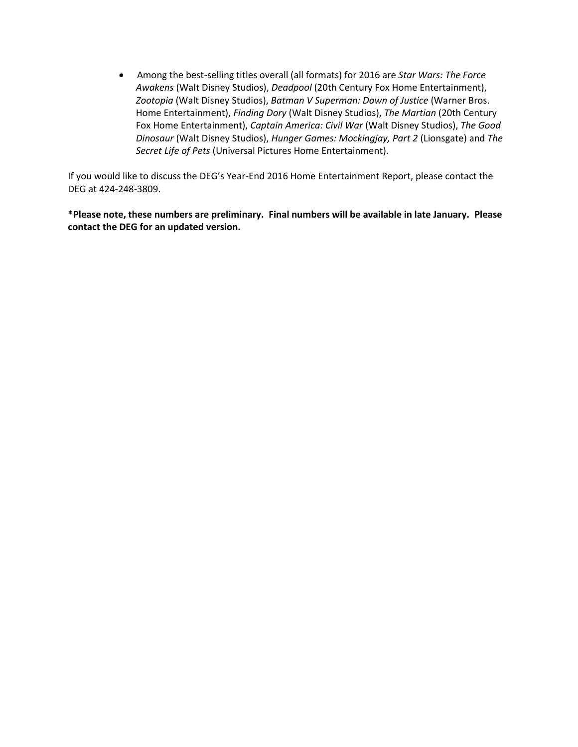- Among the best-selling titles overall (all formats) for 2016 are *Star Wars: The Force Awakens* (Walt Disney Studios), *Deadpool* (20th Century Fox Home Entertainment), *Zootopia* (Walt Disney Studios), *Batman V Superman: Dawn of Justice* (Warner Bros. Home Entertainment), *Finding Dory* (Walt Disney Studios), *The Martian* (20th Century Fox Home Entertainment), *Captain America: Civil War* (Walt Disney Studios), *The Good Dinosaur* (Walt Disney Studios), *Hunger Games: Mockingjay, Part 2* (Lionsgate) and *The Secret Life of Pets* (Universal Pictures Home Entertainment).

If you would like to discuss the DEG's Year-End 2016 Home Entertainment Report, please contact the DEG at 424-248-3809.

**\*Please note, these numbers are preliminary. Final numbers will be available in late January. Please contact the DEG for an updated version.**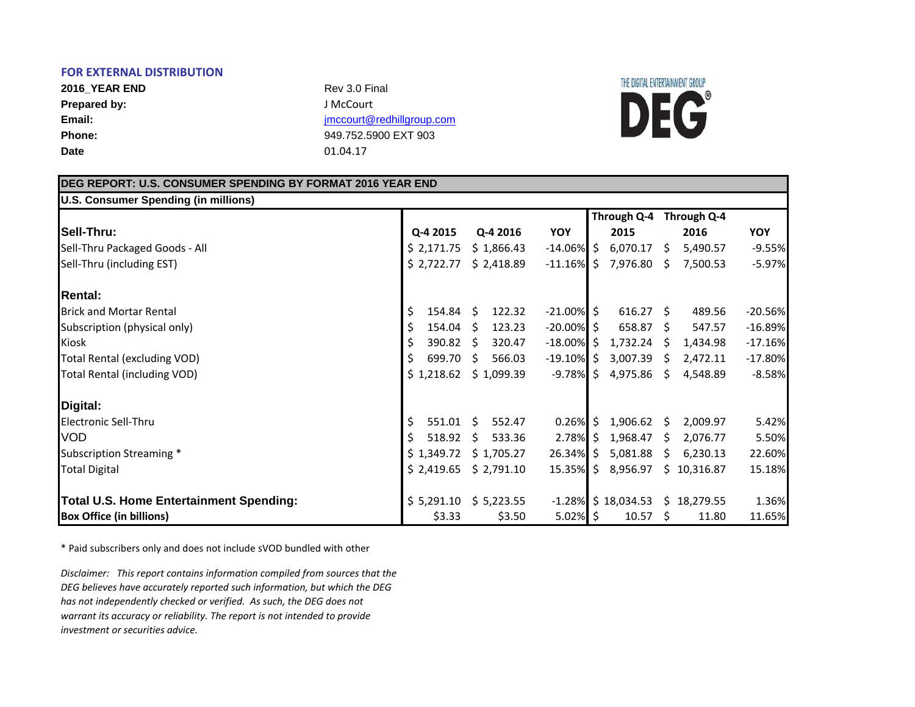**FOR EXTERNAL DISTRIBUTION**

| | |
|---|---|
| **2016_YEAR END** | Rev 3.0 Final |
| **Prepared by:** | J McCourt |
| **Email:** | jmccourt@redhillgroup.com |
| **Phone:** | 949.752.5900 EXT 903 |
| **Date** | 01.04.17 |

THE DIGITAL ENTERTAINMENT GROUP DEG®

**DEG REPORT: U.S. CONSUMER SPENDING BY FORMAT 2016 YEAR END**

**U.S. Consumer Spending (in millions)**

| | Q-4 2015 | Q-4 2016 | YOY | Through Q-4 2015 | Through Q-4 2016 | YOY |
|---|---|---|---|---|---|---|
| **Sell-Thru:** | | | | | | |
| Sell-Thru Packaged Goods - All | $ 2,171.75 | $ 1,866.43 | -14.06% | $ 6,070.17 | $ 5,490.57 | -9.55% |
| Sell-Thru (including EST) | $ 2,722.77 | $ 2,418.89 | -11.16% | $ 7,976.80 | $ 7,500.53 | -5.97% |
| **Rental:** | | | | | | |
| Brick and Mortar Rental | $ 154.84 | $ 122.32 | -21.00% | $ 616.27 | $ 489.56 | -20.56% |
| Subscription (physical only) | $ 154.04 | $ 123.23 | -20.00% | $ 658.87 | $ 547.57 | -16.89% |
| Kiosk | $ 390.82 | $ 320.47 | -18.00% | $ 1,732.24 | $ 1,434.98 | -17.16% |
| Total Rental (excluding VOD) | $ 699.70 | $ 566.03 | -19.10% | $ 3,007.39 | $ 2,472.11 | -17.80% |
| Total Rental (including VOD) | $ 1,218.62 | $ 1,099.39 | -9.78% | $ 4,975.86 | $ 4,548.89 | -8.58% |
| **Digital:** | | | | | | |
| Electronic Sell-Thru | $ 551.01 | $ 552.47 | 0.26% | $ 1,906.62 | $ 2,009.97 | 5.42% |
| VOD | $ 518.92 | $ 533.36 | 2.78% | $ 1,968.47 | $ 2,076.77 | 5.50% |
| Subscription Streaming * | $ 1,349.72 | $ 1,705.27 | 26.34% | $ 5,081.88 | $ 6,230.13 | 22.60% |
| Total Digital | $ 2,419.65 | $ 2,791.10 | 15.35% | $ 8,956.97 | $ 10,316.87 | 15.18% |
| **Total U.S. Home Entertainment Spending:** | $ 5,291.10 | $ 5,223.55 | -1.28% | $ 18,034.53 | $ 18,279.55 | 1.36% |
| **Box Office (in billions)** | $3.33 | $3.50 | 5.02% | $ 10.57 | $ 11.80 | 11.65% |

* Paid subscribers only and does not include sVOD bundled with other

*Disclaimer: This report contains information compiled from sources that the DEG believes have accurately reported such information, but which the DEG has not independently checked or verified. As such, the DEG does not warrant its accuracy or reliability. The report is not intended to provide investment or securities advice.*